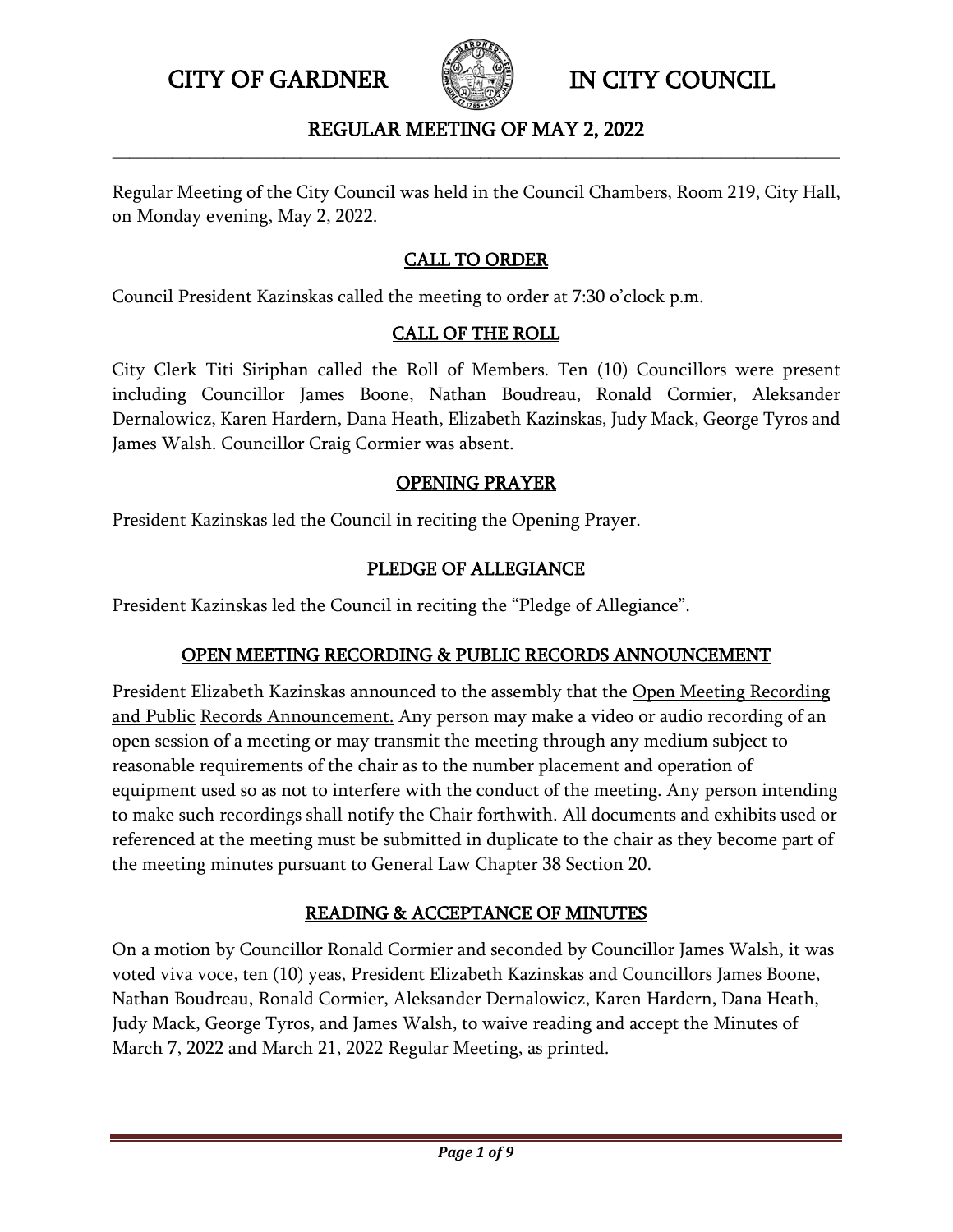# CITY OF GARDNER IN CITY COUNCIL

## REGULAR MEETING OF MAY 2, 2022

Regular Meeting of the City Council was held in the Council Chambers, Room 219, City Hall, on Monday evening, May 2, 2022.

### CALL TO ORDER

Council President Kazinskas called the meeting to order at 7:30 o'clock p.m.

### CALL OF THE ROLL

City Clerk Titi Siriphan called the Roll of Members. Ten (10) Councillors were present including Councillor James Boone, Nathan Boudreau, Ronald Cormier, Aleksander Dernalowicz, Karen Hardern, Dana Heath, Elizabeth Kazinskas, Judy Mack, George Tyros and James Walsh. Councillor Craig Cormier was absent.

### OPENING PRAYER

President Kazinskas led the Council in reciting the Opening Prayer.

### PLEDGE OF ALLEGIANCE

President Kazinskas led the Council in reciting the "Pledge of Allegiance".

### OPEN MEETING RECORDING & PUBLIC RECORDS ANNOUNCEMENT

President Elizabeth Kazinskas announced to the assembly that the Open Meeting Recording and Public Records Announcement. Any person may make a video or audio recording of an open session of a meeting or may transmit the meeting through any medium subject to reasonable requirements of the chair as to the number placement and operation of equipment used so as not to interfere with the conduct of the meeting. Any person intending to make such recordings shall notify the Chair forthwith. All documents and exhibits used or referenced at the meeting must be submitted in duplicate to the chair as they become part of the meeting minutes pursuant to General Law Chapter 38 Section 20.

### READING & ACCEPTANCE OF MINUTES

On a motion by Councillor Ronald Cormier and seconded by Councillor James Walsh, it was voted viva voce, ten (10) yeas, President Elizabeth Kazinskas and Councillors James Boone, Nathan Boudreau, Ronald Cormier, Aleksander Dernalowicz, Karen Hardern, Dana Heath, Judy Mack, George Tyros, and James Walsh, to waive reading and accept the Minutes of March 7, 2022 and March 21, 2022 Regular Meeting, as printed.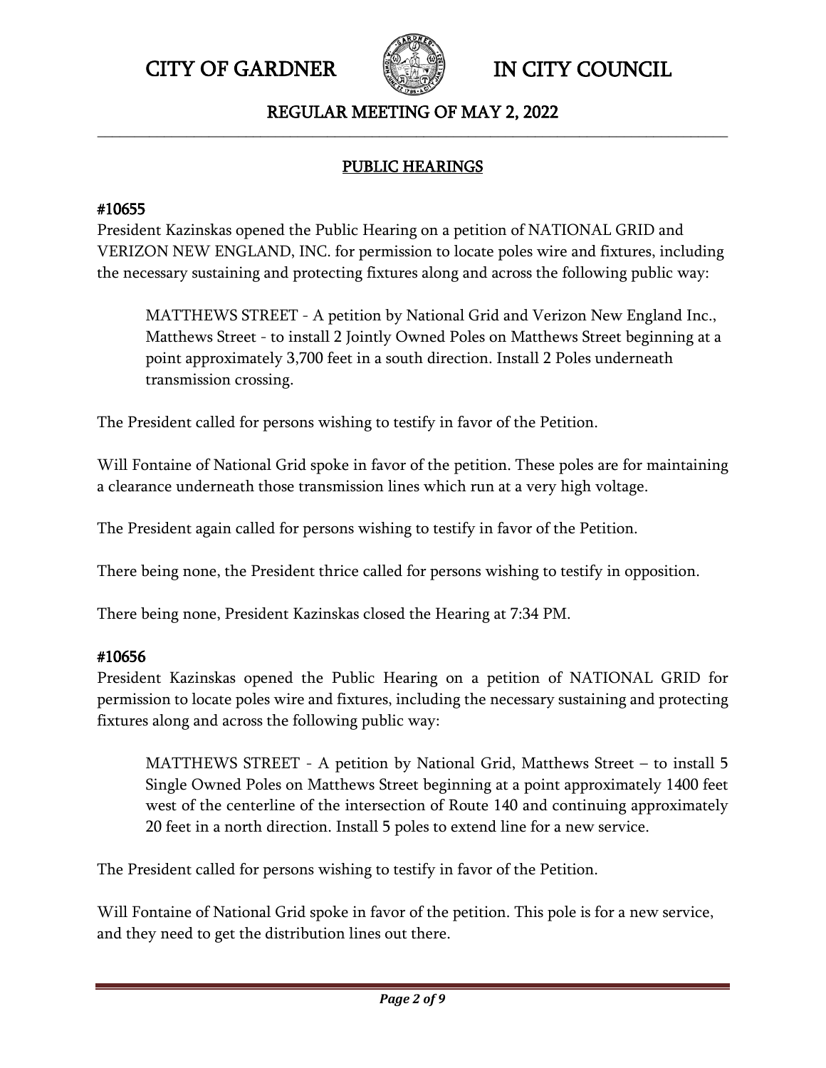## PUBLIC HEARINGS

### #10655

President Kazinskas opened the Public Hearing on a petition of NATIONAL GRID and VERIZON NEW ENGLAND, INC. for permission to locate poles wire and fixtures, including the necessary sustaining and protecting fixtures along and across the following public way:

> MATTHEWS STREET - A petition by National Grid and Verizon New England Inc., Matthews Street - to install 2 Jointly Owned Poles on Matthews Street beginning at a point approximately 3,700 feet in a south direction. Install 2 Poles underneath transmission crossing.

The President called for persons wishing to testify in favor of the Petition.

Will Fontaine of National Grid spoke in favor of the petition. These poles are for maintaining a clearance underneath those transmission lines which run at a very high voltage.

The President again called for persons wishing to testify in favor of the Petition.

There being none, the President thrice called for persons wishing to testify in opposition.

There being none, President Kazinskas closed the Hearing at 7:34 PM.

### #10656

President Kazinskas opened the Public Hearing on a petition of NATIONAL GRID for permission to locate poles wire and fixtures, including the necessary sustaining and protecting fixtures along and across the following public way:

> MATTHEWS STREET - A petition by National Grid, Matthews Street – to install 5 Single Owned Poles on Matthews Street beginning at a point approximately 1400 feet west of the centerline of the intersection of Route 140 and continuing approximately 20 feet in a north direction. Install 5 poles to extend line for a new service.

The President called for persons wishing to testify in favor of the Petition.

Will Fontaine of National Grid spoke in favor of the petition. This pole is for a new service, and they need to get the distribution lines out there.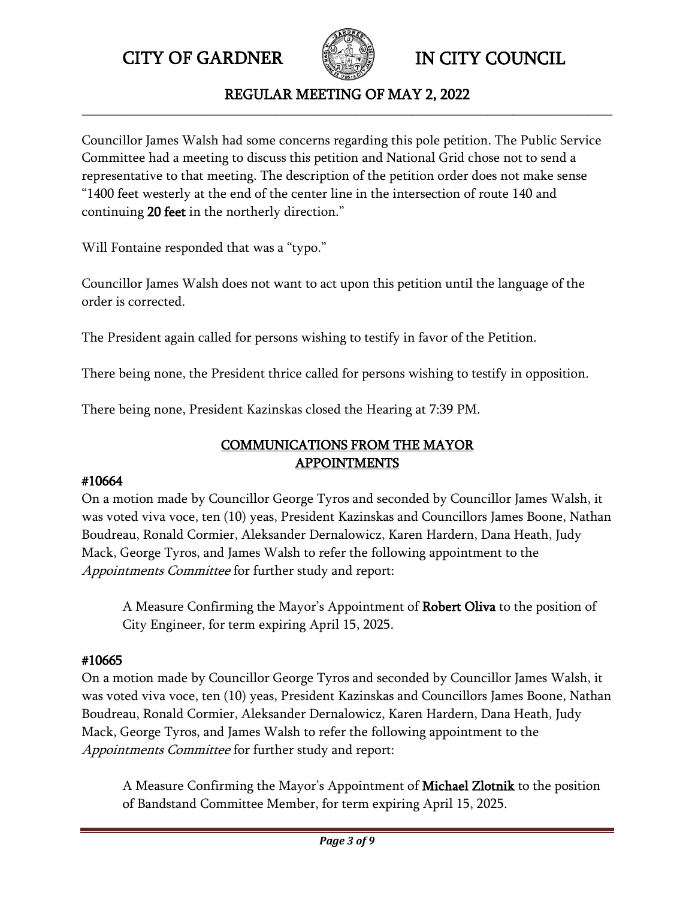Councillor James Walsh had some concerns regarding this pole petition. The Public Service Committee had a meeting to discuss this petition and National Grid chose not to send a representative to that meeting. The description of the petition order does not make sense "1400 feet westerly at the end of the center line in the intersection of route 140 and continuing **20 feet** in the northerly direction."

Will Fontaine responded that was a "typo."

Councillor James Walsh does not want to act upon this petition until the language of the order is corrected.

The President again called for persons wishing to testify in favor of the Petition.

There being none, the President thrice called for persons wishing to testify in opposition.

There being none, President Kazinskas closed the Hearing at 7:39 PM.

## COMMUNICATIONS FROM THE MAYOR
## APPOINTMENTS

**#10664**

On a motion made by Councillor George Tyros and seconded by Councillor James Walsh, it was voted viva voce, ten (10) yeas, President Kazinskas and Councillors James Boone, Nathan Boudreau, Ronald Cormier, Aleksander Dernalowicz, Karen Hardern, Dana Heath, Judy Mack, George Tyros, and James Walsh to refer the following appointment to the *Appointments Committee* for further study and report:

> A Measure Confirming the Mayor's Appointment of **Robert Oliva** to the position of City Engineer, for term expiring April 15, 2025.

**#10665**

On a motion made by Councillor George Tyros and seconded by Councillor James Walsh, it was voted viva voce, ten (10) yeas, President Kazinskas and Councillors James Boone, Nathan Boudreau, Ronald Cormier, Aleksander Dernalowicz, Karen Hardern, Dana Heath, Judy Mack, George Tyros, and James Walsh to refer the following appointment to the *Appointments Committee* for further study and report:

> A Measure Confirming the Mayor's Appointment of **Michael Zlotnik** to the position of Bandstand Committee Member, for term expiring April 15, 2025.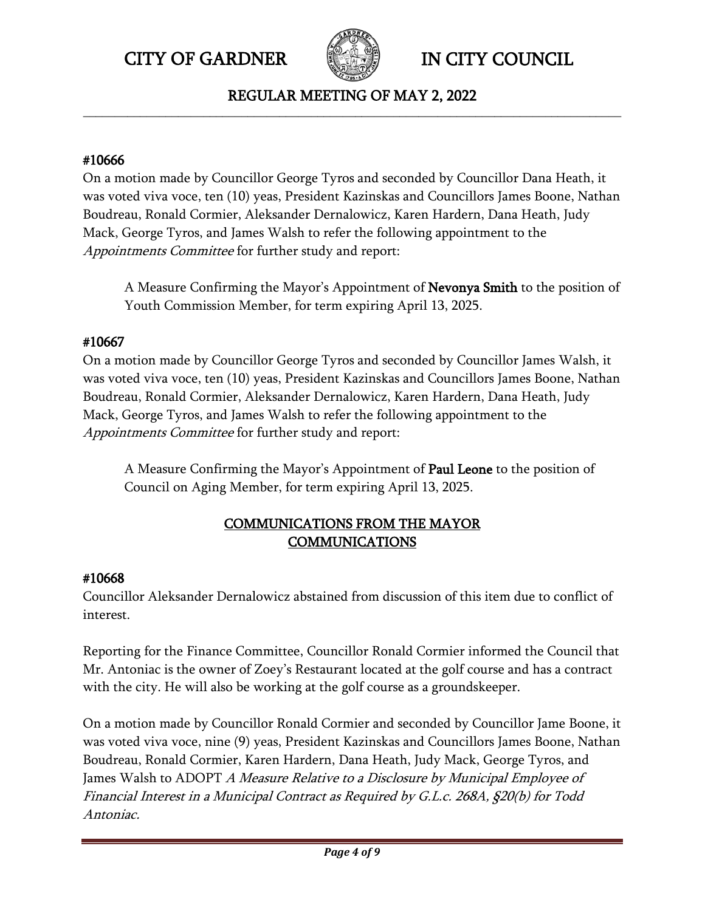#### #10666

On a motion made by Councillor George Tyros and seconded by Councillor Dana Heath, it was voted viva voce, ten (10) yeas, President Kazinskas and Councillors James Boone, Nathan Boudreau, Ronald Cormier, Aleksander Dernalowicz, Karen Hardern, Dana Heath, Judy Mack, George Tyros, and James Walsh to refer the following appointment to the *Appointments Committee* for further study and report:

> A Measure Confirming the Mayor's Appointment of **Nevonya Smith** to the position of Youth Commission Member, for term expiring April 13, 2025.

#### #10667

On a motion made by Councillor George Tyros and seconded by Councillor James Walsh, it was voted viva voce, ten (10) yeas, President Kazinskas and Councillors James Boone, Nathan Boudreau, Ronald Cormier, Aleksander Dernalowicz, Karen Hardern, Dana Heath, Judy Mack, George Tyros, and James Walsh to refer the following appointment to the *Appointments Committee* for further study and report:

> A Measure Confirming the Mayor's Appointment of **Paul Leone** to the position of Council on Aging Member, for term expiring April 13, 2025.

## COMMUNICATIONS FROM THE MAYOR
## COMMUNICATIONS

#### #10668

Councillor Aleksander Dernalowicz abstained from discussion of this item due to conflict of interest.

Reporting for the Finance Committee, Councillor Ronald Cormier informed the Council that Mr. Antoniac is the owner of Zoey's Restaurant located at the golf course and has a contract with the city. He will also be working at the golf course as a groundskeeper.

On a motion made by Councillor Ronald Cormier and seconded by Councillor Jame Boone, it was voted viva voce, nine (9) yeas, President Kazinskas and Councillors James Boone, Nathan Boudreau, Ronald Cormier, Karen Hardern, Dana Heath, Judy Mack, George Tyros, and James Walsh to ADOPT *A Measure Relative to a Disclosure by Municipal Employee of Financial Interest in a Municipal Contract as Required by G.L.c. 268A, §20(b) for Todd Antoniac.*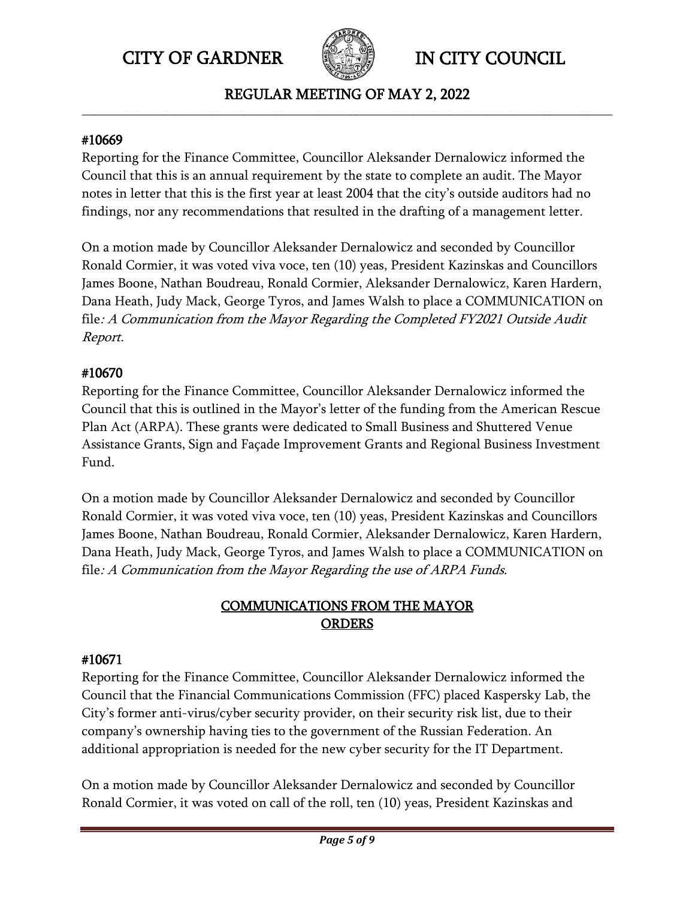#### #10669

Reporting for the Finance Committee, Councillor Aleksander Dernalowicz informed the Council that this is an annual requirement by the state to complete an audit. The Mayor notes in letter that this is the first year at least 2004 that the city's outside auditors had no findings, nor any recommendations that resulted in the drafting of a management letter.

On a motion made by Councillor Aleksander Dernalowicz and seconded by Councillor Ronald Cormier, it was voted viva voce, ten (10) yeas, President Kazinskas and Councillors James Boone, Nathan Boudreau, Ronald Cormier, Aleksander Dernalowicz, Karen Hardern, Dana Heath, Judy Mack, George Tyros, and James Walsh to place a COMMUNICATION on file*: A Communication from the Mayor Regarding the Completed FY2021 Outside Audit Report.*

#### #10670

Reporting for the Finance Committee, Councillor Aleksander Dernalowicz informed the Council that this is outlined in the Mayor's letter of the funding from the American Rescue Plan Act (ARPA). These grants were dedicated to Small Business and Shuttered Venue Assistance Grants, Sign and Façade Improvement Grants and Regional Business Investment Fund.

On a motion made by Councillor Aleksander Dernalowicz and seconded by Councillor Ronald Cormier, it was voted viva voce, ten (10) yeas, President Kazinskas and Councillors James Boone, Nathan Boudreau, Ronald Cormier, Aleksander Dernalowicz, Karen Hardern, Dana Heath, Judy Mack, George Tyros, and James Walsh to place a COMMUNICATION on file*: A Communication from the Mayor Regarding the use of ARPA Funds.*

## COMMUNICATIONS FROM THE MAYOR
## ORDERS

#### #10671

Reporting for the Finance Committee, Councillor Aleksander Dernalowicz informed the Council that the Financial Communications Commission (FFC) placed Kaspersky Lab, the City's former anti-virus/cyber security provider, on their security risk list, due to their company's ownership having ties to the government of the Russian Federation. An additional appropriation is needed for the new cyber security for the IT Department.

On a motion made by Councillor Aleksander Dernalowicz and seconded by Councillor Ronald Cormier, it was voted on call of the roll, ten (10) yeas, President Kazinskas and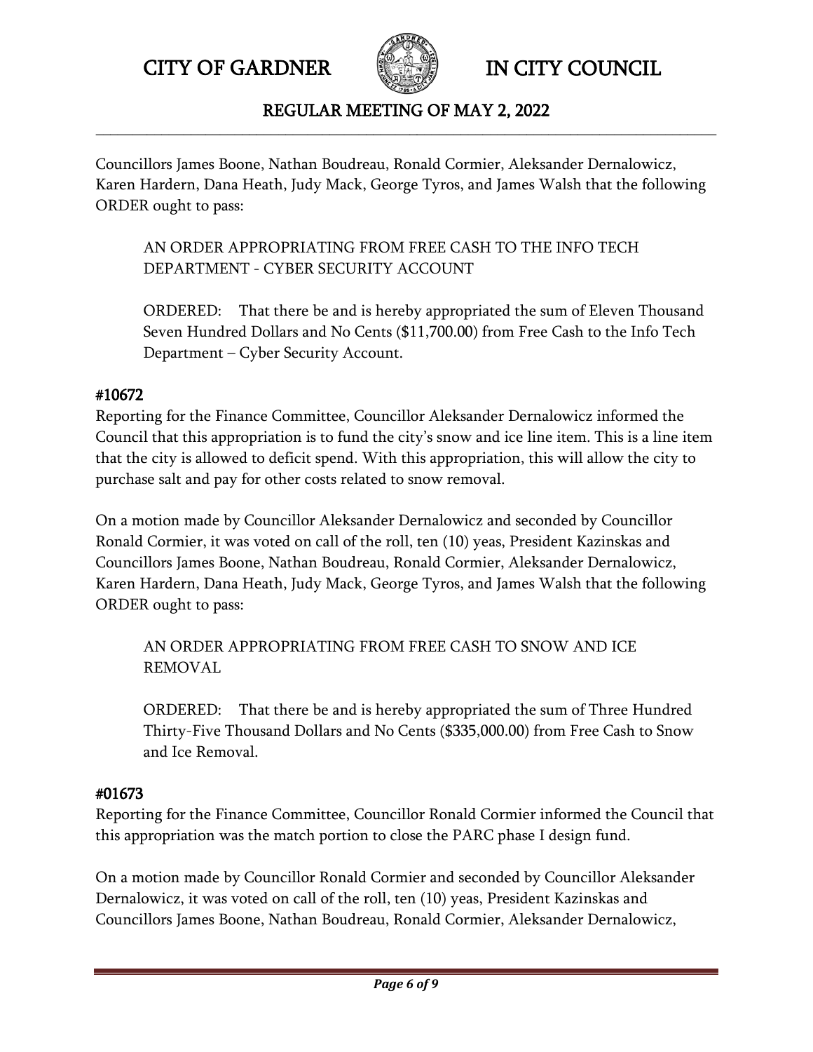Councillors James Boone, Nathan Boudreau, Ronald Cormier, Aleksander Dernalowicz, Karen Hardern, Dana Heath, Judy Mack, George Tyros, and James Walsh that the following ORDER ought to pass:

> AN ORDER APPROPRIATING FROM FREE CASH TO THE INFO TECH DEPARTMENT - CYBER SECURITY ACCOUNT
>
> ORDERED: That there be and is hereby appropriated the sum of Eleven Thousand Seven Hundred Dollars and No Cents ($11,700.00) from Free Cash to the Info Tech Department – Cyber Security Account.

### #10672

Reporting for the Finance Committee, Councillor Aleksander Dernalowicz informed the Council that this appropriation is to fund the city's snow and ice line item. This is a line item that the city is allowed to deficit spend. With this appropriation, this will allow the city to purchase salt and pay for other costs related to snow removal.

On a motion made by Councillor Aleksander Dernalowicz and seconded by Councillor Ronald Cormier, it was voted on call of the roll, ten (10) yeas, President Kazinskas and Councillors James Boone, Nathan Boudreau, Ronald Cormier, Aleksander Dernalowicz, Karen Hardern, Dana Heath, Judy Mack, George Tyros, and James Walsh that the following ORDER ought to pass:

> AN ORDER APPROPRIATING FROM FREE CASH TO SNOW AND ICE REMOVAL
>
> ORDERED: That there be and is hereby appropriated the sum of Three Hundred Thirty-Five Thousand Dollars and No Cents ($335,000.00) from Free Cash to Snow and Ice Removal.

### #01673

Reporting for the Finance Committee, Councillor Ronald Cormier informed the Council that this appropriation was the match portion to close the PARC phase I design fund.

On a motion made by Councillor Ronald Cormier and seconded by Councillor Aleksander Dernalowicz, it was voted on call of the roll, ten (10) yeas, President Kazinskas and Councillors James Boone, Nathan Boudreau, Ronald Cormier, Aleksander Dernalowicz,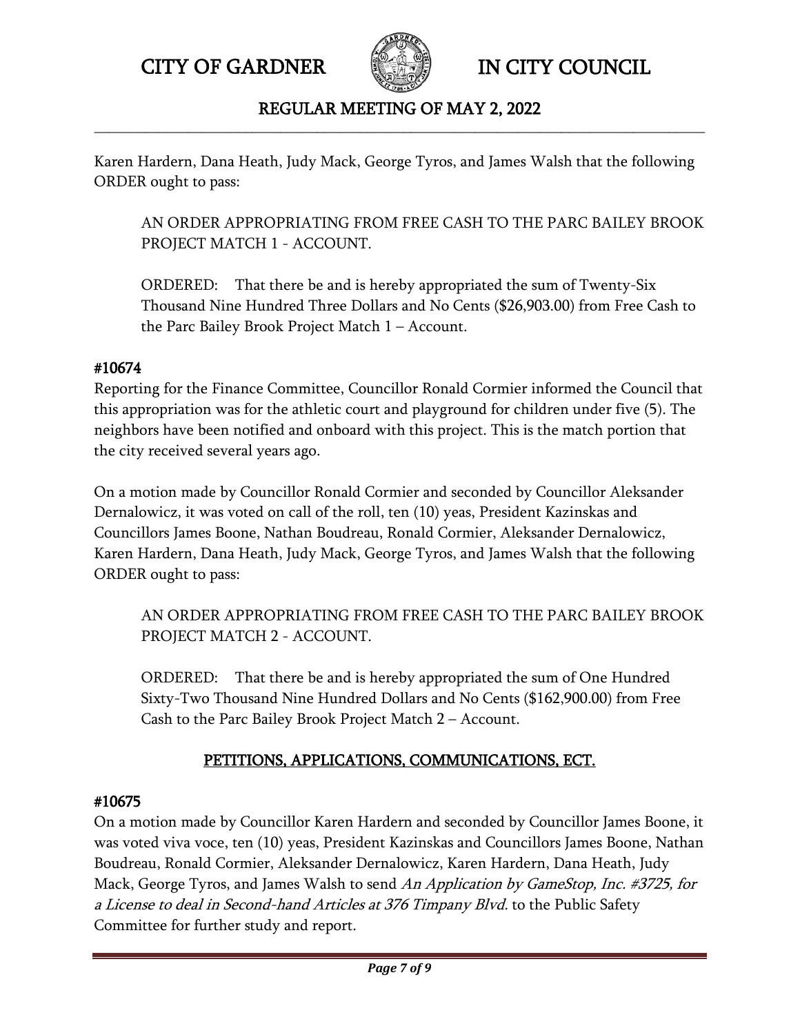Karen Hardern, Dana Heath, Judy Mack, George Tyros, and James Walsh that the following ORDER ought to pass:

> AN ORDER APPROPRIATING FROM FREE CASH TO THE PARC BAILEY BROOK PROJECT MATCH 1 - ACCOUNT.
>
> ORDERED: That there be and is hereby appropriated the sum of Twenty-Six Thousand Nine Hundred Three Dollars and No Cents ($26,903.00) from Free Cash to the Parc Bailey Brook Project Match 1 – Account.

**#10674**

Reporting for the Finance Committee, Councillor Ronald Cormier informed the Council that this appropriation was for the athletic court and playground for children under five (5). The neighbors have been notified and onboard with this project. This is the match portion that the city received several years ago.

On a motion made by Councillor Ronald Cormier and seconded by Councillor Aleksander Dernalowicz, it was voted on call of the roll, ten (10) yeas, President Kazinskas and Councillors James Boone, Nathan Boudreau, Ronald Cormier, Aleksander Dernalowicz, Karen Hardern, Dana Heath, Judy Mack, George Tyros, and James Walsh that the following ORDER ought to pass:

> AN ORDER APPROPRIATING FROM FREE CASH TO THE PARC BAILEY BROOK PROJECT MATCH 2 - ACCOUNT.
>
> ORDERED: That there be and is hereby appropriated the sum of One Hundred Sixty-Two Thousand Nine Hundred Dollars and No Cents ($162,900.00) from Free Cash to the Parc Bailey Brook Project Match 2 – Account.

## PETITIONS, APPLICATIONS, COMMUNICATIONS, ECT.

**#10675**

On a motion made by Councillor Karen Hardern and seconded by Councillor James Boone, it was voted viva voce, ten (10) yeas, President Kazinskas and Councillors James Boone, Nathan Boudreau, Ronald Cormier, Aleksander Dernalowicz, Karen Hardern, Dana Heath, Judy Mack, George Tyros, and James Walsh to send *An Application by GameStop, Inc. #3725, for a License to deal in Second-hand Articles at 376 Timpany Blvd.* to the Public Safety Committee for further study and report.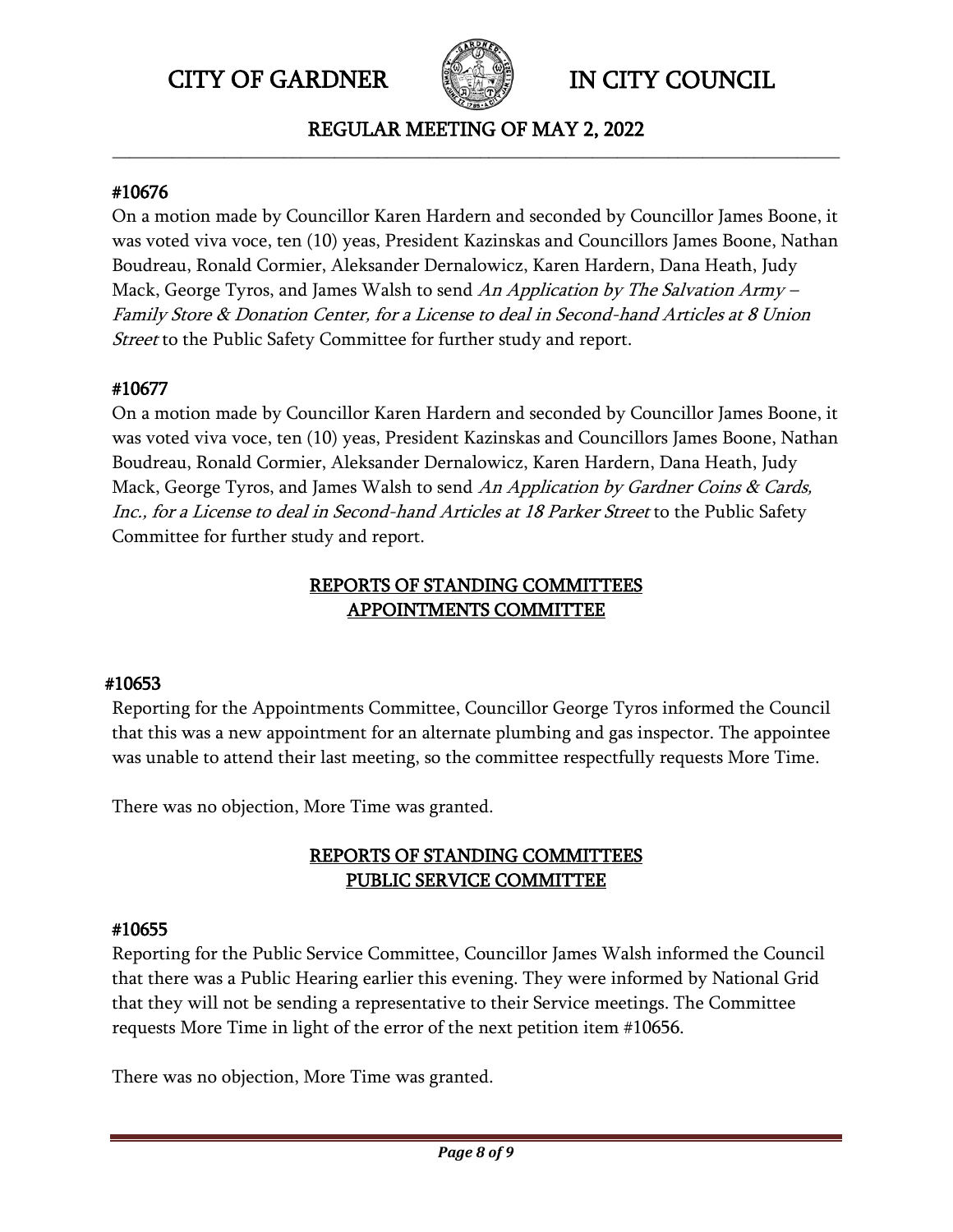#### #10676

On a motion made by Councillor Karen Hardern and seconded by Councillor James Boone, it was voted viva voce, ten (10) yeas, President Kazinskas and Councillors James Boone, Nathan Boudreau, Ronald Cormier, Aleksander Dernalowicz, Karen Hardern, Dana Heath, Judy Mack, George Tyros, and James Walsh to send *An Application by The Salvation Army – Family Store & Donation Center, for a License to deal in Second-hand Articles at 8 Union Street* to the Public Safety Committee for further study and report.

#### #10677

On a motion made by Councillor Karen Hardern and seconded by Councillor James Boone, it was voted viva voce, ten (10) yeas, President Kazinskas and Councillors James Boone, Nathan Boudreau, Ronald Cormier, Aleksander Dernalowicz, Karen Hardern, Dana Heath, Judy Mack, George Tyros, and James Walsh to send *An Application by Gardner Coins & Cards, Inc., for a License to deal in Second-hand Articles at 18 Parker Street* to the Public Safety Committee for further study and report.

## REPORTS OF STANDING COMMITTEES
## APPOINTMENTS COMMITTEE

#### #10653

Reporting for the Appointments Committee, Councillor George Tyros informed the Council that this was a new appointment for an alternate plumbing and gas inspector. The appointee was unable to attend their last meeting, so the committee respectfully requests More Time.

There was no objection, More Time was granted.

## REPORTS OF STANDING COMMITTEES
## PUBLIC SERVICE COMMITTEE

#### #10655

Reporting for the Public Service Committee, Councillor James Walsh informed the Council that there was a Public Hearing earlier this evening. They were informed by National Grid that they will not be sending a representative to their Service meetings. The Committee requests More Time in light of the error of the next petition item #10656.

There was no objection, More Time was granted.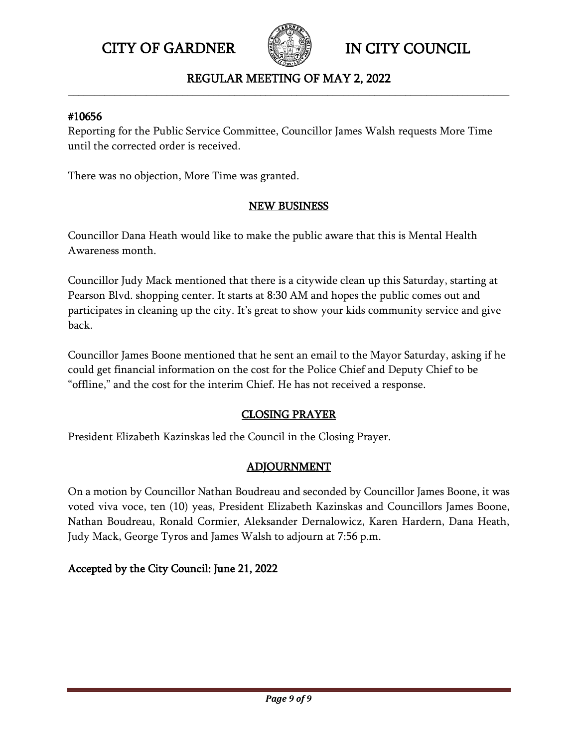#### #10656

Reporting for the Public Service Committee, Councillor James Walsh requests More Time until the corrected order is received.

There was no objection, More Time was granted.

## NEW BUSINESS

Councillor Dana Heath would like to make the public aware that this is Mental Health Awareness month.

Councillor Judy Mack mentioned that there is a citywide clean up this Saturday, starting at Pearson Blvd. shopping center. It starts at 8:30 AM and hopes the public comes out and participates in cleaning up the city. It's great to show your kids community service and give back.

Councillor James Boone mentioned that he sent an email to the Mayor Saturday, asking if he could get financial information on the cost for the Police Chief and Deputy Chief to be "offline," and the cost for the interim Chief. He has not received a response.

## CLOSING PRAYER

President Elizabeth Kazinskas led the Council in the Closing Prayer.

## ADJOURNMENT

On a motion by Councillor Nathan Boudreau and seconded by Councillor James Boone, it was voted viva voce, ten (10) yeas, President Elizabeth Kazinskas and Councillors James Boone, Nathan Boudreau, Ronald Cormier, Aleksander Dernalowicz, Karen Hardern, Dana Heath, Judy Mack, George Tyros and James Walsh to adjourn at 7:56 p.m.

**Accepted by the City Council: June 21, 2022**